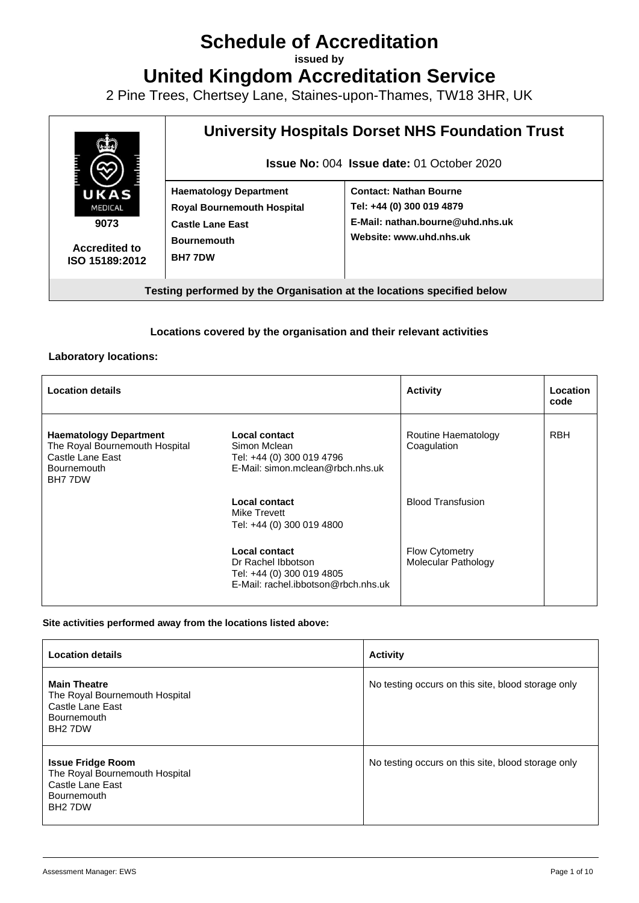# Schedule of Accreditation

**issued by**

# United Kingdom Accreditation Service

2 Pine Trees, Chertsey Lane, Staines-upon-Thames, TW18 3HR, UK

| UKAS MEDICAL 9073 Accredited to ISO 15189:2012 | **University Hospitals Dorset NHS Foundation Trust** **Issue No:** 004 **Issue date:** 01 October 2020 | |
|---|---|---|
| | **Haematology Department** **Royal Bournemouth Hospital** **Castle Lane East** **Bournemouth** **BH7 7DW** | **Contact: Nathan Bourne** **Tel: +44 (0) 300 019 4879** **E-Mail: nathan.bourne@uhd.nhs.uk** **Website: www.uhd.nhs.uk** |

**Testing performed by the Organisation at the locations specified below**

### Locations covered by the organisation and their relevant activities

**Laboratory locations:**

| Location details | | Activity | Location code |
|---|---|---|---|
| **Haematology Department** The Royal Bournemouth Hospital Castle Lane East Bournemouth BH7 7DW | **Local contact** Simon Mclean Tel: +44 (0) 300 019 4796 E-Mail: simon.mclean@rbch.nhs.uk | Routine Haematology Coagulation | RBH |
| | **Local contact** Mike Trevett Tel: +44 (0) 300 019 4800 | Blood Transfusion | |
| | **Local contact** Dr Rachel Ibbotson Tel: +44 (0) 300 019 4805 E-Mail: rachel.ibbotson@rbch.nhs.uk | Flow Cytometry Molecular Pathology | |

**Site activities performed away from the locations listed above:**

| Location details | Activity |
|---|---|
| **Main Theatre** The Royal Bournemouth Hospital Castle Lane East Bournemouth BH2 7DW | No testing occurs on this site, blood storage only |
| **Issue Fridge Room** The Royal Bournemouth Hospital Castle Lane East Bournemouth BH2 7DW | No testing occurs on this site, blood storage only |

Assessment Manager: EWS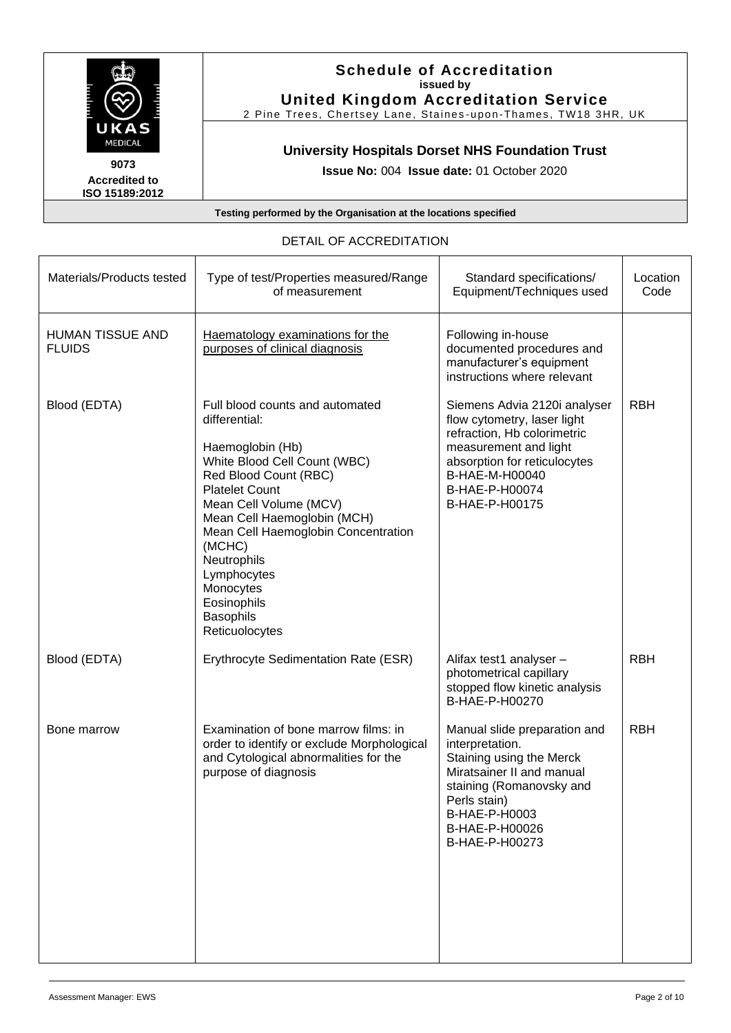**Schedule of Accreditation**
**issued by**
**United Kingdom Accreditation Service**
2 Pine Trees, Chertsey Lane, Staines-upon-Thames, TW18 3HR, UK

9073
**Accredited to ISO 15189:2012**

**University Hospitals Dorset NHS Foundation Trust**

**Issue No:** 004 **Issue date:** 01 October 2020

**Testing performed by the Organisation at the locations specified**

DETAIL OF ACCREDITATION

| Materials/Products tested | Type of test/Properties measured/Range of measurement | Standard specifications/ Equipment/Techniques used | Location Code |
|---|---|---|---|
| HUMAN TISSUE AND FLUIDS | Haematology examinations for the purposes of clinical diagnosis | Following in-house documented procedures and manufacturer's equipment instructions where relevant | |
| Blood (EDTA) | Full blood counts and automated differential:<br><br>Haemoglobin (Hb)<br>White Blood Cell Count (WBC)<br>Red Blood Count (RBC)<br>Platelet Count<br>Mean Cell Volume (MCV)<br>Mean Cell Haemoglobin (MCH)<br>Mean Cell Haemoglobin Concentration (MCHC)<br>Neutrophils<br>Lymphocytes<br>Monocytes<br>Eosinophils<br>Basophils<br>Reticuolocytes | Siemens Advia 2120i analyser flow cytometry, laser light refraction, Hb colorimetric measurement and light absorption for reticulocytes<br>B-HAE-M-H00040<br>B-HAE-P-H00074<br>B-HAE-P-H00175 | RBH |
| Blood (EDTA) | Erythrocyte Sedimentation Rate (ESR) | Alifax test1 analyser – photometrical capillary stopped flow kinetic analysis<br>B-HAE-P-H00270 | RBH |
| Bone marrow | Examination of bone marrow films: in order to identify or exclude Morphological and Cytological abnormalities for the purpose of diagnosis | Manual slide preparation and interpretation.<br>Staining using the Merck Miratsainer II and manual staining (Romanovsky and Perls stain)<br>B-HAE-P-H0003<br>B-HAE-P-H00026<br>B-HAE-P-H00273 | RBH |

Assessment Manager: EWS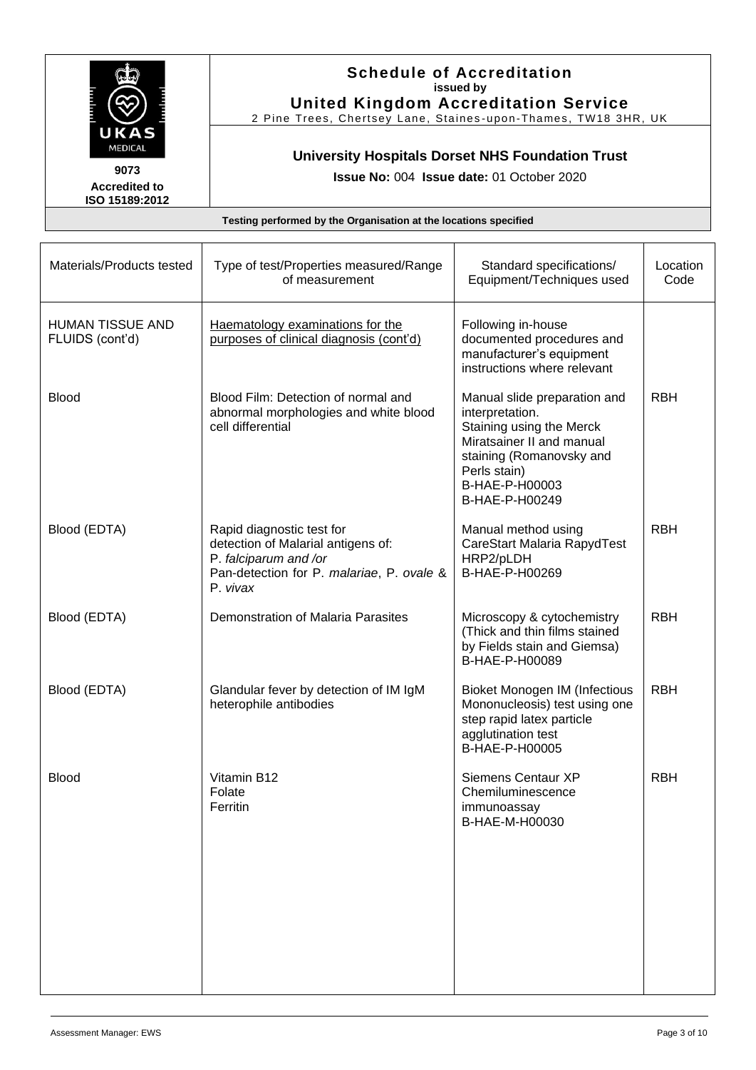**Schedule of Accreditation**
**issued by**
**United Kingdom Accreditation Service**
2 Pine Trees, Chertsey Lane, Staines-upon-Thames, TW18 3HR, UK

UKAS MEDICAL
**9073**
**Accredited to ISO 15189:2012**

**University Hospitals Dorset NHS Foundation Trust**

**Issue No:** 004 **Issue date:** 01 October 2020

**Testing performed by the Organisation at the locations specified**

| Materials/Products tested | Type of test/Properties measured/Range of measurement | Standard specifications/ Equipment/Techniques used | Location Code |
|---|---|---|---|
| HUMAN TISSUE AND FLUIDS (cont'd) | Haematology examinations for the purposes of clinical diagnosis (cont'd) | Following in-house documented procedures and manufacturer's equipment instructions where relevant | |
| Blood | Blood Film: Detection of normal and abnormal morphologies and white blood cell differential | Manual slide preparation and interpretation. Staining using the Merck Miratsainer II and manual staining (Romanovsky and Perls stain) B-HAE-P-H00003 B-HAE-P-H00249 | RBH |
| Blood (EDTA) | Rapid diagnostic test for detection of Malarial antigens of: *P. falciparum and /or* Pan-detection for P. *malariae*, P. *ovale* & P. *vivax* | Manual method using CareStart Malaria RapydTest HRP2/pLDH B-HAE-P-H00269 | RBH |
| Blood (EDTA) | Demonstration of Malaria Parasites | Microscopy & cytochemistry (Thick and thin films stained by Fields stain and Giemsa) B-HAE-P-H00089 | RBH |
| Blood (EDTA) | Glandular fever by detection of IM IgM heterophile antibodies | Bioket Monogen IM (Infectious Mononucleosis) test using one step rapid latex particle agglutination test B-HAE-P-H00005 | RBH |
| Blood | Vitamin B12 Folate Ferritin | Siemens Centaur XP Chemiluminescence immunoassay B-HAE-M-H00030 | RBH |

Assessment Manager: EWS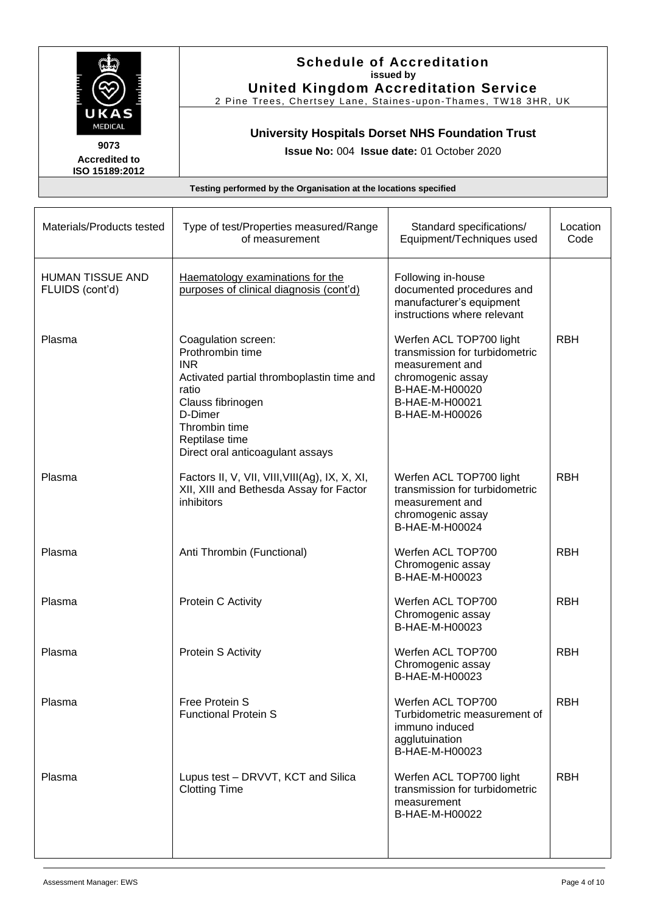**Schedule of Accreditation**
**issued by**
**United Kingdom Accreditation Service**
2 Pine Trees, Chertsey Lane, Staines-upon-Thames, TW18 3HR, UK

**9073**
**Accredited to ISO 15189:2012**

**University Hospitals Dorset NHS Foundation Trust**

**Issue No:** 004 **Issue date:** 01 October 2020

**Testing performed by the Organisation at the locations specified**

| Materials/Products tested | Type of test/Properties measured/Range of measurement | Standard specifications/ Equipment/Techniques used | Location Code |
|---|---|---|---|
| HUMAN TISSUE AND FLUIDS (cont'd) | Haematology examinations for the purposes of clinical diagnosis (cont'd) | Following in-house documented procedures and manufacturer's equipment instructions where relevant | |
| Plasma | Coagulation screen:<br>Prothrombin time<br>INR<br>Activated partial thromboplastin time and ratio<br>Clauss fibrinogen<br>D-Dimer<br>Thrombin time<br>Reptilase time<br>Direct oral anticoagulant assays | Werfen ACL TOP700 light transmission for turbidometric measurement and chromogenic assay<br>B-HAE-M-H00020<br>B-HAE-M-H00021<br>B-HAE-M-H00026 | RBH |
| Plasma | Factors II, V, VII, VIII,VIII(Ag), IX, X, XI, XII, XIII and Bethesda Assay for Factor inhibitors | Werfen ACL TOP700 light transmission for turbidometric measurement and chromogenic assay<br>B-HAE-M-H00024 | RBH |
| Plasma | Anti Thrombin (Functional) | Werfen ACL TOP700<br>Chromogenic assay<br>B-HAE-M-H00023 | RBH |
| Plasma | Protein C Activity | Werfen ACL TOP700<br>Chromogenic assay<br>B-HAE-M-H00023 | RBH |
| Plasma | Protein S Activity | Werfen ACL TOP700<br>Chromogenic assay<br>B-HAE-M-H00023 | RBH |
| Plasma | Free Protein S<br>Functional Protein S | Werfen ACL TOP700<br>Turbidometric measurement of immuno induced agglutuination<br>B-HAE-M-H00023 | RBH |
| Plasma | Lupus test – DRVVT, KCT and Silica Clotting Time | Werfen ACL TOP700 light transmission for turbidometric measurement<br>B-HAE-M-H00022 | RBH |

Assessment Manager: EWS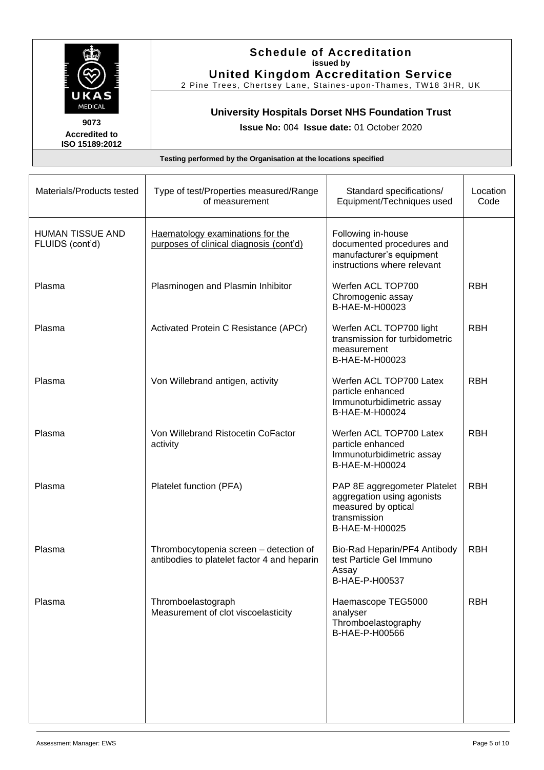**Schedule of Accreditation**
**issued by**
**United Kingdom Accreditation Service**
2 Pine Trees, Chertsey Lane, Staines-upon-Thames, TW18 3HR, UK

UKAS MEDICAL

**9073**
**Accredited to ISO 15189:2012**

**University Hospitals Dorset NHS Foundation Trust**

**Issue No:** 004 **Issue date:** 01 October 2020

**Testing performed by the Organisation at the locations specified**

| Materials/Products tested | Type of test/Properties measured/Range of measurement | Standard specifications/ Equipment/Techniques used | Location Code |
|---|---|---|---|
| HUMAN TISSUE AND FLUIDS (cont'd) | Haematology examinations for the purposes of clinical diagnosis (cont'd) | Following in-house documented procedures and manufacturer's equipment instructions where relevant | |
| Plasma | Plasminogen and Plasmin Inhibitor | Werfen ACL TOP700 Chromogenic assay B-HAE-M-H00023 | RBH |
| Plasma | Activated Protein C Resistance (APCr) | Werfen ACL TOP700 light transmission for turbidometric measurement B-HAE-M-H00023 | RBH |
| Plasma | Von Willebrand antigen, activity | Werfen ACL TOP700 Latex particle enhanced Immunoturbidimetric assay B-HAE-M-H00024 | RBH |
| Plasma | Von Willebrand Ristocetin CoFactor activity | Werfen ACL TOP700 Latex particle enhanced Immunoturbidimetric assay B-HAE-M-H00024 | RBH |
| Plasma | Platelet function (PFA) | PAP 8E aggregometer Platelet aggregation using agonists measured by optical transmission B-HAE-M-H00025 | RBH |
| Plasma | Thrombocytopenia screen – detection of antibodies to platelet factor 4 and heparin | Bio-Rad Heparin/PF4 Antibody test Particle Gel Immuno Assay B-HAE-P-H00537 | RBH |
| Plasma | Thromboelastograph Measurement of clot viscoelasticity | Haemascope TEG5000 analyser Thromboelastography B-HAE-P-H00566 | RBH |

Assessment Manager: EWS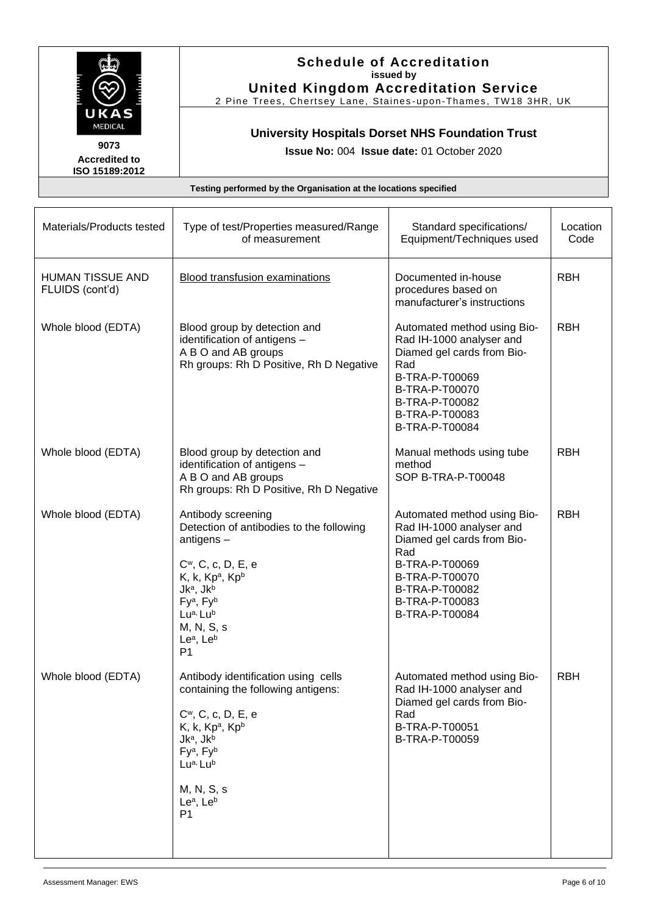**Schedule of Accreditation**
**issued by**
**United Kingdom Accreditation Service**
2 Pine Trees, Chertsey Lane, Staines-upon-Thames, TW18 3HR, UK

**9073**
**Accredited to ISO 15189:2012**

**University Hospitals Dorset NHS Foundation Trust**

**Issue No:** 004 **Issue date:** 01 October 2020

**Testing performed by the Organisation at the locations specified**

| Materials/Products tested | Type of test/Properties measured/Range of measurement | Standard specifications/ Equipment/Techniques used | Location Code |
|---|---|---|---|
| HUMAN TISSUE AND FLUIDS (cont'd) | Blood transfusion examinations | Documented in-house procedures based on manufacturer's instructions | RBH |
| Whole blood (EDTA) | Blood group by detection and identification of antigens – <br> A B O and AB groups <br> Rh groups: Rh D Positive, Rh D Negative | Automated method using Bio-Rad IH-1000 analyser and Diamed gel cards from Bio-Rad <br> B-TRA-P-T00069 <br> B-TRA-P-T00070 <br> B-TRA-P-T00082 <br> B-TRA-P-T00083 <br> B-TRA-P-T00084 | RBH |
| Whole blood (EDTA) | Blood group by detection and identification of antigens – <br> A B O and AB groups <br> Rh groups: Rh D Positive, Rh D Negative | Manual methods using tube method <br> SOP B-TRA-P-T00048 | RBH |
| Whole blood (EDTA) | Antibody screening <br> Detection of antibodies to the following antigens – <br> $C^w$, C, c, D, E, e <br> K, k, $Kp^a$, $Kp^b$ <br> $Jk^a$, $Jk^b$ <br> $Fy^a$, $Fy^b$ <br> $Lu^a$, $Lu^b$ <br> M, N, S, s <br> $Le^a$, $Le^b$ <br> P1 | Automated method using Bio-Rad IH-1000 analyser and Diamed gel cards from Bio-Rad <br> B-TRA-P-T00069 <br> B-TRA-P-T00070 <br> B-TRA-P-T00082 <br> B-TRA-P-T00083 <br> B-TRA-P-T00084 | RBH |
| Whole blood (EDTA) | Antibody identification using cells containing the following antigens: <br> $C^w$, C, c, D, E, e <br> K, k, $Kp^a$, $Kp^b$ <br> $Jk^a$, $Jk^b$ <br> $Fy^a$, $Fy^b$ <br> $Lu^a$, $Lu^b$ <br> M, N, S, s <br> $Le^a$, $Le^b$ <br> P1 | Automated method using Bio-Rad IH-1000 analyser and Diamed gel cards from Bio-Rad <br> B-TRA-P-T00051 <br> B-TRA-P-T00059 | RBH |

Assessment Manager: EWS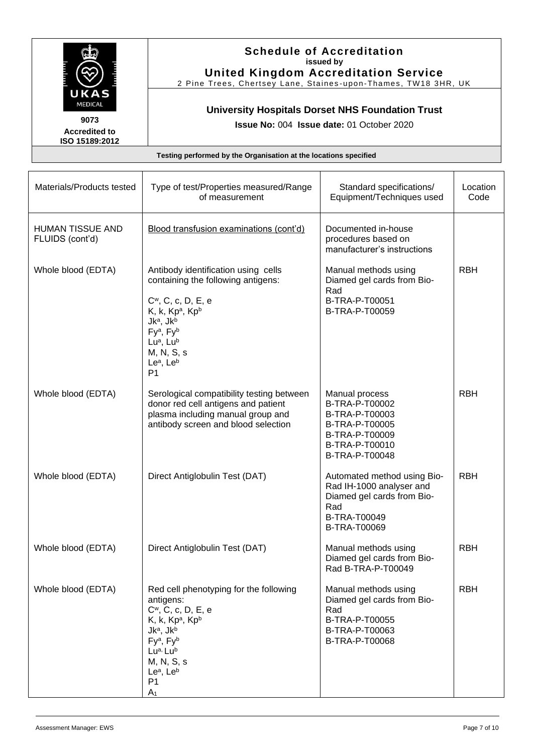# Schedule of Accreditation
**issued by**
**United Kingdom Accreditation Service**
2 Pine Trees, Chertsey Lane, Staines-upon-Thames, TW18 3HR, UK

UKAS MEDICAL
**9073**
**Accredited to ISO 15189:2012**

## University Hospitals Dorset NHS Foundation Trust

**Issue No:** 004 **Issue date:** 01 October 2020

**Testing performed by the Organisation at the locations specified**

| Materials/Products tested | Type of test/Properties measured/Range of measurement | Standard specifications/ Equipment/Techniques used | Location Code |
|---|---|---|---|
| HUMAN TISSUE AND FLUIDS (cont'd) | Blood transfusion examinations (cont'd) | Documented in-house procedures based on manufacturer's instructions | |
| Whole blood (EDTA) | Antibody identification using cells containing the following antigens:<br><br>$C^w$, C, c, D, E, e<br>K, k, $Kp^a$, $Kp^b$<br>$Jk^a$, $Jk^b$<br>$Fy^a$, $Fy^b$<br>$Lu^a$, $Lu^b$<br>M, N, S, s<br>$Le^a$, $Le^b$<br>P1 | Manual methods using Diamed gel cards from Bio-Rad<br>B-TRA-P-T00051<br>B-TRA-P-T00059 | RBH |
| Whole blood (EDTA) | Serological compatibility testing between donor red cell antigens and patient plasma including manual group and antibody screen and blood selection | Manual process<br>B-TRA-P-T00002<br>B-TRA-P-T00003<br>B-TRA-P-T00005<br>B-TRA-P-T00009<br>B-TRA-P-T00010<br>B-TRA-P-T00048 | RBH |
| Whole blood (EDTA) | Direct Antiglobulin Test (DAT) | Automated method using Bio-Rad IH-1000 analyser and Diamed gel cards from Bio-Rad<br>B-TRA-T00049<br>B-TRA-T00069 | RBH |
| Whole blood (EDTA) | Direct Antiglobulin Test (DAT) | Manual methods using Diamed gel cards from Bio-Rad B-TRA-P-T00049 | RBH |
| Whole blood (EDTA) | Red cell phenotyping for the following antigens:<br>$C^w$, C, c, D, E, e<br>K, k, $Kp^a$, $Kp^b$<br>$Jk^a$, $Jk^b$<br>$Fy^a$, $Fy^b$<br>$Lu^a$, $Lu^b$<br>M, N, S, s<br>$Le^a$, $Le^b$<br>P1<br>$A_1$ | Manual methods using Diamed gel cards from Bio-Rad<br>B-TRA-P-T00055<br>B-TRA-P-T00063<br>B-TRA-P-T00068 | RBH |

Assessment Manager: EWS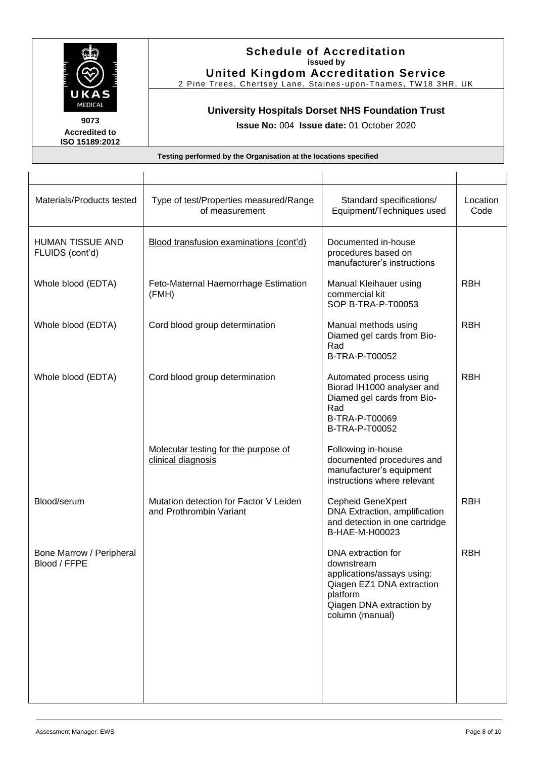# Schedule of Accreditation

**issued by**

**United Kingdom Accreditation Service**

2 Pine Trees, Chertsey Lane, Staines-upon-Thames, TW18 3HR, UK

**9073**
**Accredited to ISO 15189:2012**

## University Hospitals Dorset NHS Foundation Trust

**Issue No:** 004 **Issue date:** 01 October 2020

**Testing performed by the Organisation at the locations specified**

| Materials/Products tested | Type of test/Properties measured/Range of measurement | Standard specifications/ Equipment/Techniques used | Location Code |
|---|---|---|---|
| HUMAN TISSUE AND FLUIDS (cont'd) | Blood transfusion examinations (cont'd) | Documented in-house procedures based on manufacturer's instructions | |
| Whole blood (EDTA) | Feto-Maternal Haemorrhage Estimation (FMH) | Manual Kleihauer using commercial kit SOP B-TRA-P-T00053 | RBH |
| Whole blood (EDTA) | Cord blood group determination | Manual methods using Diamed gel cards from Bio-Rad B-TRA-P-T00052 | RBH |
| Whole blood (EDTA) | Cord blood group determination | Automated process using Biorad IH1000 analyser and Diamed gel cards from Bio-Rad B-TRA-P-T00069 B-TRA-P-T00052 | RBH |
| | Molecular testing for the purpose of clinical diagnosis | Following in-house documented procedures and manufacturer's equipment instructions where relevant | |
| Blood/serum | Mutation detection for Factor V Leiden and Prothrombin Variant | Cepheid GeneXpert DNA Extraction, amplification and detection in one cartridge B-HAE-M-H00023 | RBH |
| Bone Marrow / Peripheral Blood / FFPE | | DNA extraction for downstream applications/assays using: Qiagen EZ1 DNA extraction platform Qiagen DNA extraction by column (manual) | RBH |

Assessment Manager: EWS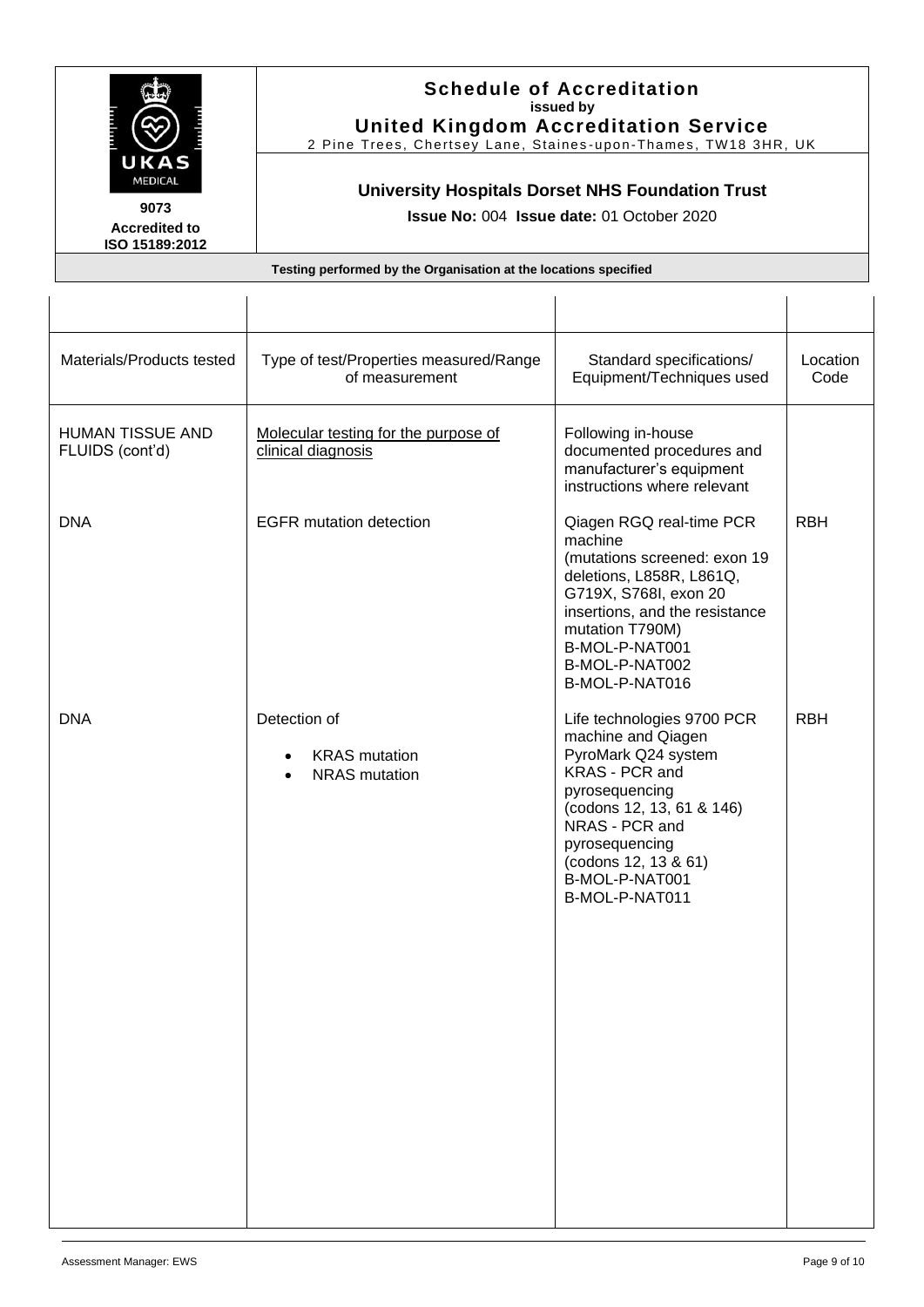**Schedule of Accreditation**
**issued by**
**United Kingdom Accreditation Service**
2 Pine Trees, Chertsey Lane, Staines-upon-Thames, TW18 3HR, UK

**9073**
**Accredited to ISO 15189:2012**

**University Hospitals Dorset NHS Foundation Trust**

**Issue No:** 004 **Issue date:** 01 October 2020

**Testing performed by the Organisation at the locations specified**

| Materials/Products tested | Type of test/Properties measured/Range of measurement | Standard specifications/ Equipment/Techniques used | Location Code |
|---|---|---|---|
| HUMAN TISSUE AND FLUIDS (cont'd) | Molecular testing for the purpose of clinical diagnosis | Following in-house documented procedures and manufacturer's equipment instructions where relevant | |
| DNA | EGFR mutation detection | Qiagen RGQ real-time PCR machine (mutations screened: exon 19 deletions, L858R, L861Q, G719X, S768I, exon 20 insertions, and the resistance mutation T790M) B-MOL-P-NAT001 B-MOL-P-NAT002 B-MOL-P-NAT016 | RBH |
| DNA | Detection of • KRAS mutation • NRAS mutation | Life technologies 9700 PCR machine and Qiagen PyroMark Q24 system KRAS - PCR and pyrosequencing (codons 12, 13, 61 & 146) NRAS - PCR and pyrosequencing (codons 12, 13 & 61) B-MOL-P-NAT001 B-MOL-P-NAT011 | RBH |

Assessment Manager: EWS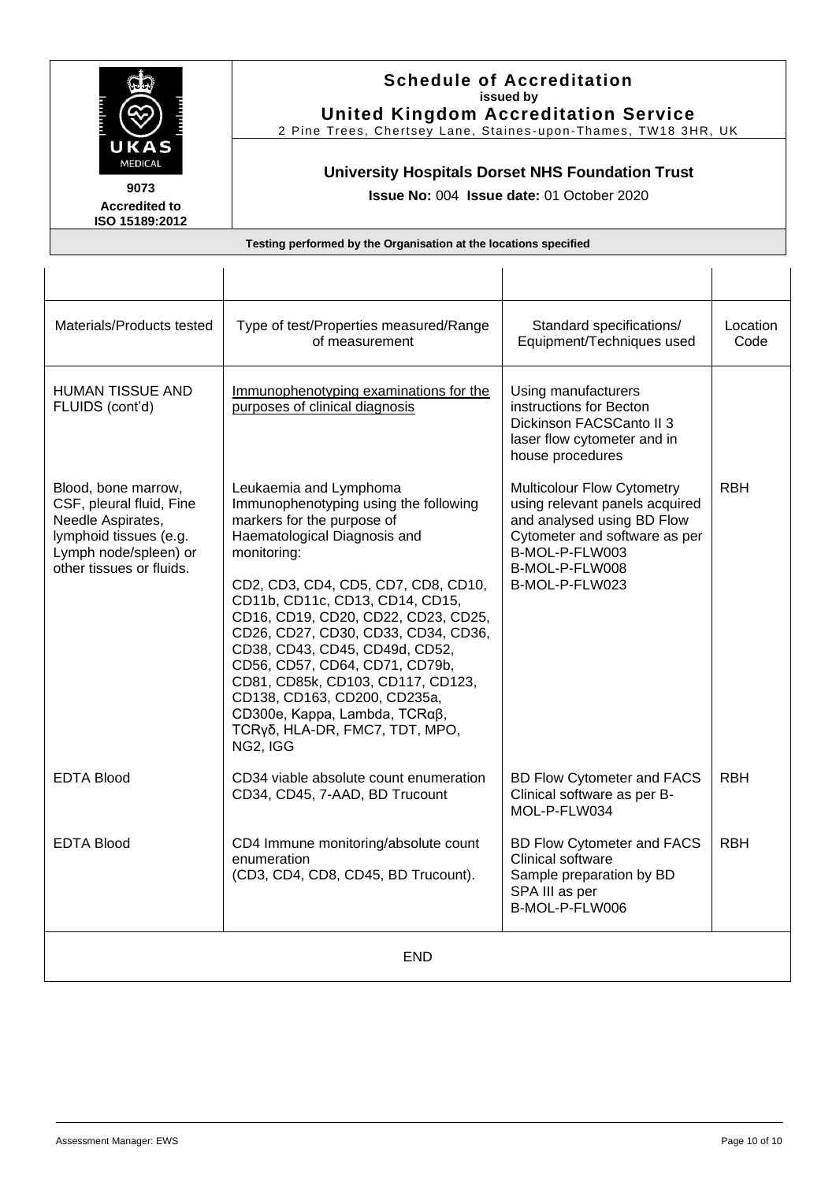# Schedule of Accreditation

**issued by**

**United Kingdom Accreditation Service**

2 Pine Trees, Chertsey Lane, Staines-upon-Thames, TW18 3HR, UK

9073
Accredited to
ISO 15189:2012

**University Hospitals Dorset NHS Foundation Trust**

**Issue No:** 004 **Issue date:** 01 October 2020

**Testing performed by the Organisation at the locations specified**

| Materials/Products tested | Type of test/Properties measured/Range of measurement | Standard specifications/ Equipment/Techniques used | Location Code |
|---|---|---|---|
| HUMAN TISSUE AND FLUIDS (cont'd) | Immunophenotyping examinations for the purposes of clinical diagnosis | Using manufacturers instructions for Becton Dickinson FACSCanto II 3 laser flow cytometer and in house procedures | |
| Blood, bone marrow, CSF, pleural fluid, Fine Needle Aspirates, lymphoid tissues (e.g. Lymph node/spleen) or other tissues or fluids. | Leukaemia and Lymphoma Immunophenotyping using the following markers for the purpose of Haematological Diagnosis and monitoring:<br><br>CD2, CD3, CD4, CD5, CD7, CD8, CD10, CD11b, CD11c, CD13, CD14, CD15, CD16, CD19, CD20, CD22, CD23, CD25, CD26, CD27, CD30, CD33, CD34, CD36, CD38, CD43, CD45, CD49d, CD52, CD56, CD57, CD64, CD71, CD79b, CD81, CD85k, CD103, CD117, CD123, CD138, CD163, CD200, CD235a, CD300e, Kappa, Lambda, TCRαβ, TCRγδ, HLA-DR, FMC7, TDT, MPO, NG2, IGG | Multicolour Flow Cytometry using relevant panels acquired and analysed using BD Flow Cytometer and software as per B-MOL-P-FLW003 B-MOL-P-FLW008 B-MOL-P-FLW023 | RBH |
| EDTA Blood | CD34 viable absolute count enumeration CD34, CD45, 7-AAD, BD Trucount | BD Flow Cytometer and FACS Clinical software as per B-MOL-P-FLW034 | RBH |
| EDTA Blood | CD4 Immune monitoring/absolute count enumeration (CD3, CD4, CD8, CD45, BD Trucount). | BD Flow Cytometer and FACS Clinical software Sample preparation by BD SPA III as per B-MOL-P-FLW006 | RBH |

END

Assessment Manager: EWS